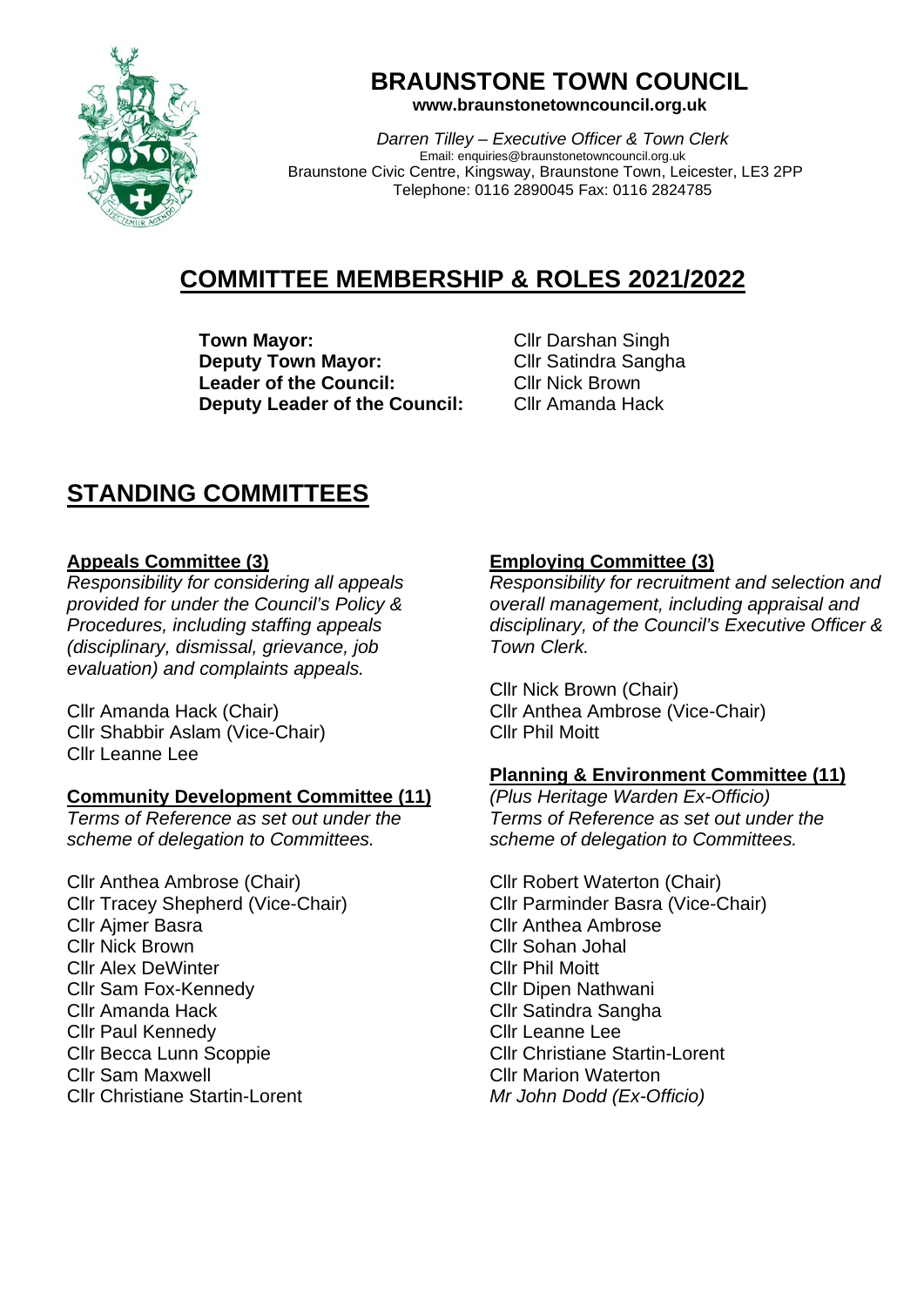# BRAUNSTONE TOWN COUNCIL

**www.braunstonetowncouncil.org.uk**

*Darren Tilley – Executive Officer & Town Clerk*
Email: enquiries@braunstonetowncouncil.org.uk
Braunstone Civic Centre, Kingsway, Braunstone Town, Leicester, LE3 2PP
Telephone: 0116 2890045 Fax: 0116 2824785

## COMMITTEE MEMBERSHIP & ROLES 2021/2022

**Town Mayor:** Cllr Darshan Singh
**Deputy Town Mayor:** Cllr Satindra Sangha
**Leader of the Council:** Cllr Nick Brown
**Deputy Leader of the Council:** Cllr Amanda Hack

## STANDING COMMITTEES

### Appeals Committee (3)

*Responsibility for considering all appeals provided for under the Council's Policy & Procedures, including staffing appeals (disciplinary, dismissal, grievance, job evaluation) and complaints appeals.*

Cllr Amanda Hack (Chair)
Cllr Shabbir Aslam (Vice-Chair)
Cllr Leanne Lee

### Community Development Committee (11)

*Terms of Reference as set out under the scheme of delegation to Committees.*

Cllr Anthea Ambrose (Chair)
Cllr Tracey Shepherd (Vice-Chair)
Cllr Ajmer Basra
Cllr Nick Brown
Cllr Alex DeWinter
Cllr Sam Fox-Kennedy
Cllr Amanda Hack
Cllr Paul Kennedy
Cllr Becca Lunn Scoppie
Cllr Sam Maxwell
Cllr Christiane Startin-Lorent

### Employing Committee (3)

*Responsibility for recruitment and selection and overall management, including appraisal and disciplinary, of the Council's Executive Officer & Town Clerk.*

Cllr Nick Brown (Chair)
Cllr Anthea Ambrose (Vice-Chair)
Cllr Phil Moitt

### Planning & Environment Committee (11)

*(Plus Heritage Warden Ex-Officio)*
*Terms of Reference as set out under the scheme of delegation to Committees.*

Cllr Robert Waterton (Chair)
Cllr Parminder Basra (Vice-Chair)
Cllr Anthea Ambrose
Cllr Sohan Johal
Cllr Phil Moitt
Cllr Dipen Nathwani
Cllr Satindra Sangha
Cllr Leanne Lee
Cllr Christiane Startin-Lorent
Cllr Marion Waterton
*Mr John Dodd (Ex-Officio)*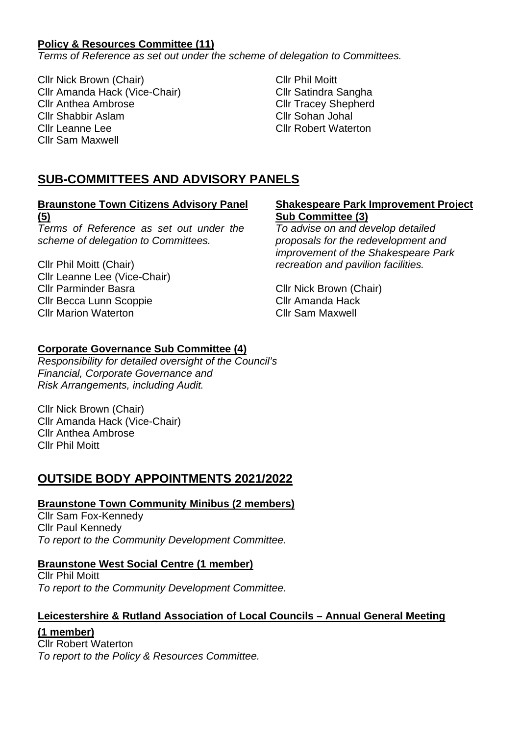**Policy & Resources Committee (11)**
*Terms of Reference as set out under the scheme of delegation to Committees.*

Cllr Nick Brown (Chair)
Cllr Amanda Hack (Vice-Chair)
Cllr Anthea Ambrose
Cllr Shabbir Aslam
Cllr Leanne Lee
Cllr Sam Maxwell
Cllr Phil Moitt
Cllr Satindra Sangha
Cllr Tracey Shepherd
Cllr Sohan Johal
Cllr Robert Waterton

## SUB-COMMITTEES AND ADVISORY PANELS

**Braunstone Town Citizens Advisory Panel (5)**
*Terms of Reference as set out under the scheme of delegation to Committees.*

Cllr Phil Moitt (Chair)
Cllr Leanne Lee (Vice-Chair)
Cllr Parminder Basra
Cllr Becca Lunn Scoppie
Cllr Marion Waterton

**Shakespeare Park Improvement Project Sub Committee (3)**
*To advise on and develop detailed proposals for the redevelopment and improvement of the Shakespeare Park recreation and pavilion facilities.*

Cllr Nick Brown (Chair)
Cllr Amanda Hack
Cllr Sam Maxwell

**Corporate Governance Sub Committee (4)**
*Responsibility for detailed oversight of the Council's Financial, Corporate Governance and Risk Arrangements, including Audit.*

Cllr Nick Brown (Chair)
Cllr Amanda Hack (Vice-Chair)
Cllr Anthea Ambrose
Cllr Phil Moitt

## OUTSIDE BODY APPOINTMENTS 2021/2022

**Braunstone Town Community Minibus (2 members)**
Cllr Sam Fox-Kennedy
Cllr Paul Kennedy
*To report to the Community Development Committee.*

**Braunstone West Social Centre (1 member)**
Cllr Phil Moitt
*To report to the Community Development Committee.*

**Leicestershire & Rutland Association of Local Councils – Annual General Meeting (1 member)**
Cllr Robert Waterton
*To report to the Policy & Resources Committee.*